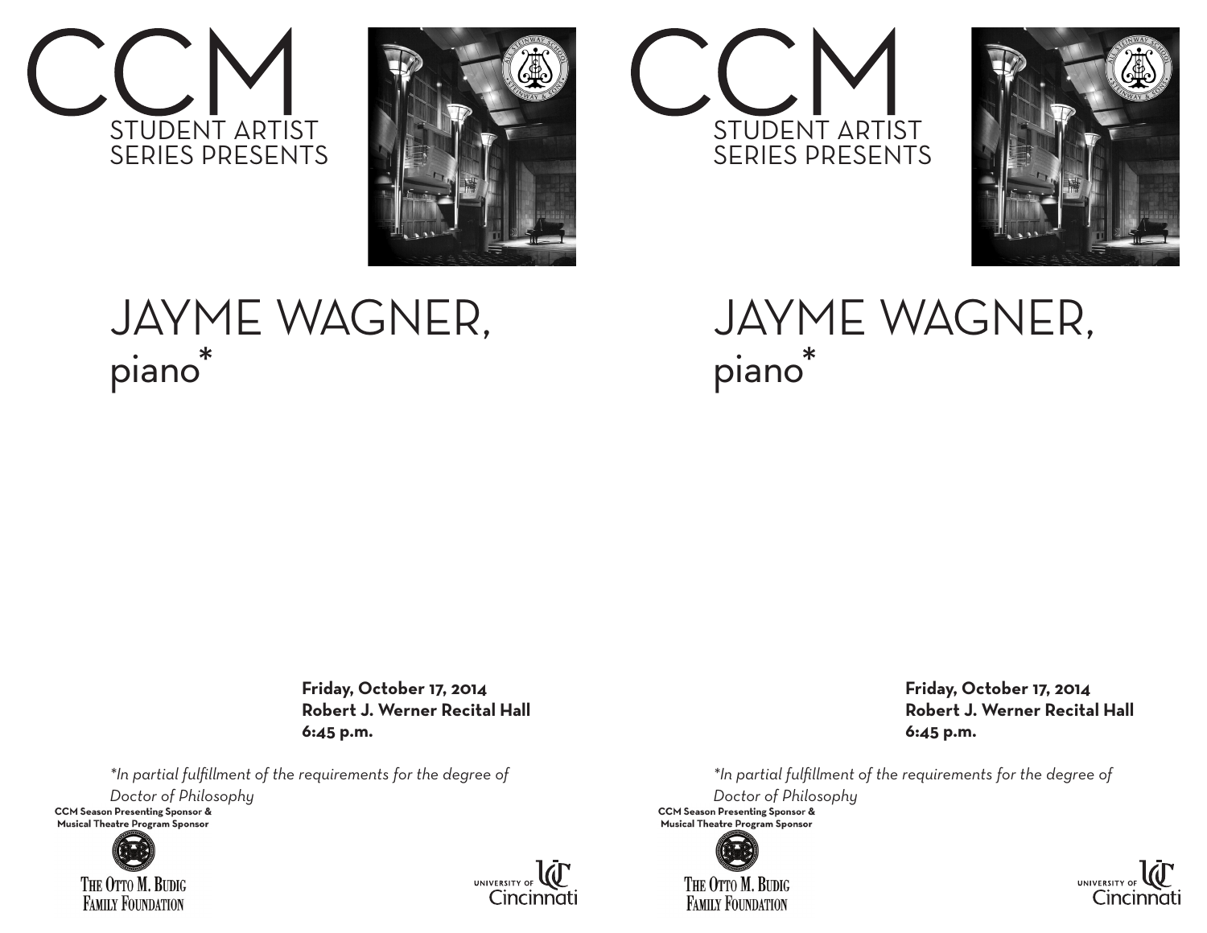# CCM

STUDENT ARTIST
SERIES PRESENTS

## JAYME WAGNER,
piano*

**Friday, October 17, 2014**
**Robert J. Werner Recital Hall**
**6:45 p.m.**

*\*In partial fulfillment of the requirements for the degree of Doctor of Philosophy*

**CCM Season Presenting Sponsor &**
**Musical Theatre Program Sponsor**

THE OTTO M. BUDIG
FAMILY FOUNDATION

UNIVERSITY OF Cincinnati

# CCM

STUDENT ARTIST
SERIES PRESENTS

## JAYME WAGNER,
piano*

**Friday, October 17, 2014**
**Robert J. Werner Recital Hall**
**6:45 p.m.**

*\*In partial fulfillment of the requirements for the degree of Doctor of Philosophy*

**CCM Season Presenting Sponsor &**
**Musical Theatre Program Sponsor**

THE OTTO M. BUDIG
FAMILY FOUNDATION

UNIVERSITY OF Cincinnati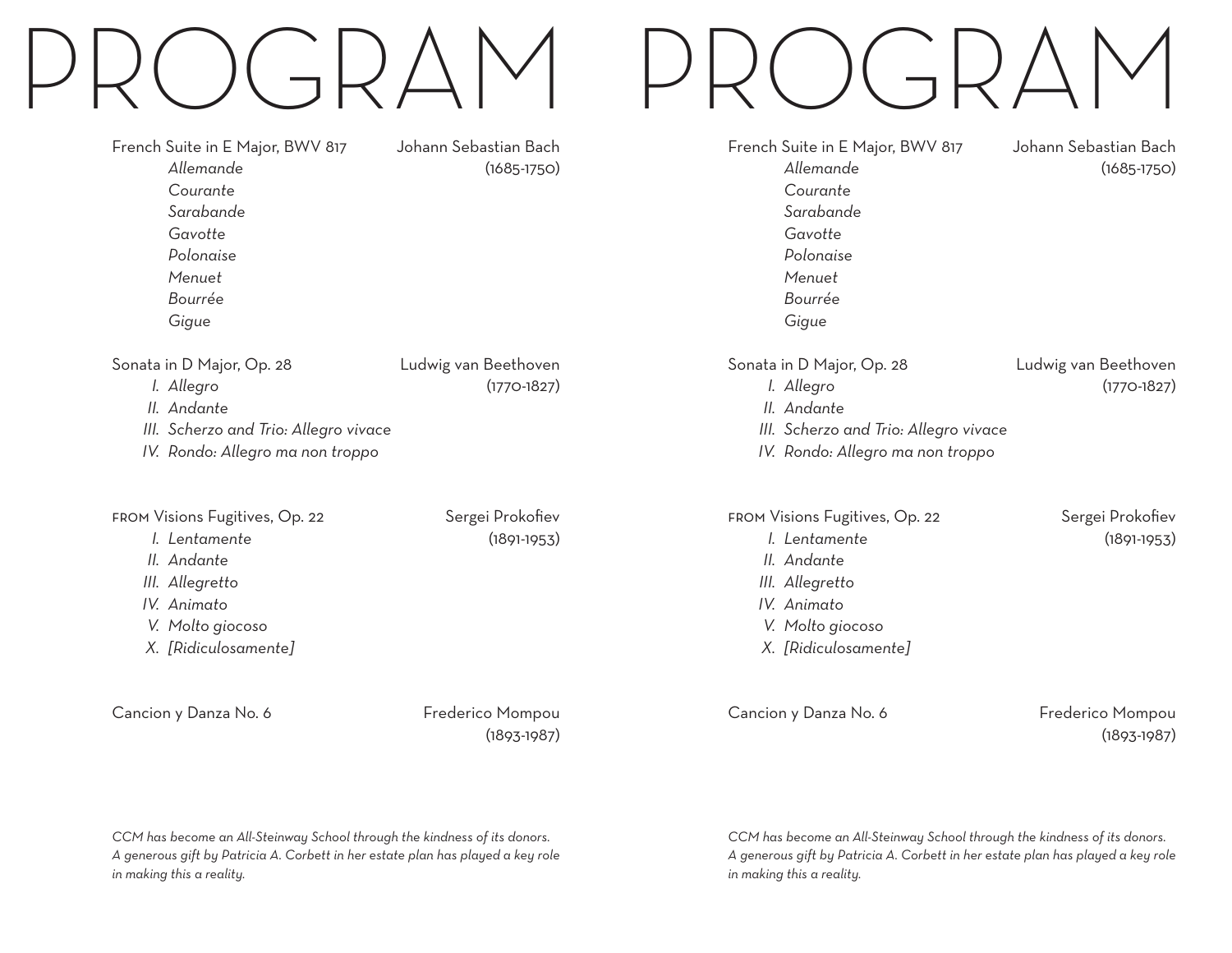# PROGRAM

French Suite in E Major, BWV 817 — Johann Sebastian Bach (1685-1750)

*Allemande*
*Courante*
*Sarabande*
*Gavotte*
*Polonaise*
*Menuet*
*Bourrée*
*Gigue*

Sonata in D Major, Op. 28 — Ludwig van Beethoven (1770-1827)

I. *Allegro*
II. *Andante*
III. *Scherzo and Trio: Allegro vivace*
IV. *Rondo: Allegro ma non troppo*

FROM Visions Fugitives, Op. 22 — Sergei Prokofiev (1891-1953)

I. *Lentamente*
II. *Andante*
III. *Allegretto*
IV. *Animato*
V. *Molto giocoso*
X. *[Ridiculosamente]*

Cancion y Danza No. 6 — Frederico Mompou (1893-1987)

*CCM has become an All-Steinway School through the kindness of its donors. A generous gift by Patricia A. Corbett in her estate plan has played a key role in making this a reality.*

# PROGRAM

French Suite in E Major, BWV 817 — Johann Sebastian Bach (1685-1750)

*Allemande*
*Courante*
*Sarabande*
*Gavotte*
*Polonaise*
*Menuet*
*Bourrée*
*Gigue*

Sonata in D Major, Op. 28 — Ludwig van Beethoven (1770-1827)

I. *Allegro*
II. *Andante*
III. *Scherzo and Trio: Allegro vivace*
IV. *Rondo: Allegro ma non troppo*

FROM Visions Fugitives, Op. 22 — Sergei Prokofiev (1891-1953)

I. *Lentamente*
II. *Andante*
III. *Allegretto*
IV. *Animato*
V. *Molto giocoso*
X. *[Ridiculosamente]*

Cancion y Danza No. 6 — Frederico Mompou (1893-1987)

*CCM has become an All-Steinway School through the kindness of its donors. A generous gift by Patricia A. Corbett in her estate plan has played a key role in making this a reality.*